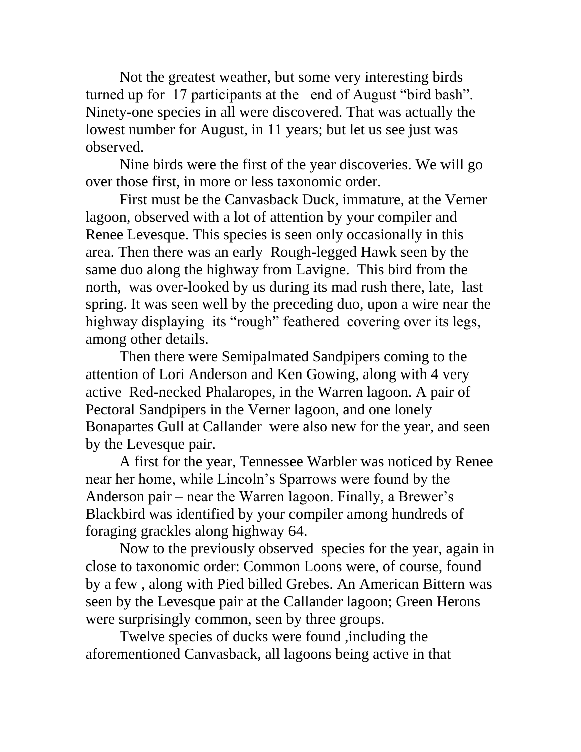Not the greatest weather, but some very interesting birds turned up for 17 participants at the end of August "bird bash". Ninety-one species in all were discovered. That was actually the lowest number for August, in 11 years; but let us see just was observed.

Nine birds were the first of the year discoveries. We will go over those first, in more or less taxonomic order.

First must be the Canvasback Duck, immature, at the Verner lagoon, observed with a lot of attention by your compiler and Renee Levesque. This species is seen only occasionally in this area. Then there was an early Rough-legged Hawk seen by the same duo along the highway from Lavigne. This bird from the north, was over-looked by us during its mad rush there, late, last spring. It was seen well by the preceding duo, upon a wire near the highway displaying its "rough" feathered covering over its legs, among other details.

Then there were Semipalmated Sandpipers coming to the attention of Lori Anderson and Ken Gowing, along with 4 very active Red-necked Phalaropes, in the Warren lagoon. A pair of Pectoral Sandpipers in the Verner lagoon, and one lonely Bonapartes Gull at Callander were also new for the year, and seen by the Levesque pair.

A first for the year, Tennessee Warbler was noticed by Renee near her home, while Lincoln's Sparrows were found by the Anderson pair – near the Warren lagoon. Finally, a Brewer's Blackbird was identified by your compiler among hundreds of foraging grackles along highway 64.

Now to the previously observed species for the year, again in close to taxonomic order: Common Loons were, of course, found by a few , along with Pied billed Grebes. An American Bittern was seen by the Levesque pair at the Callander lagoon; Green Herons were surprisingly common, seen by three groups.

Twelve species of ducks were found ,including the aforementioned Canvasback, all lagoons being active in that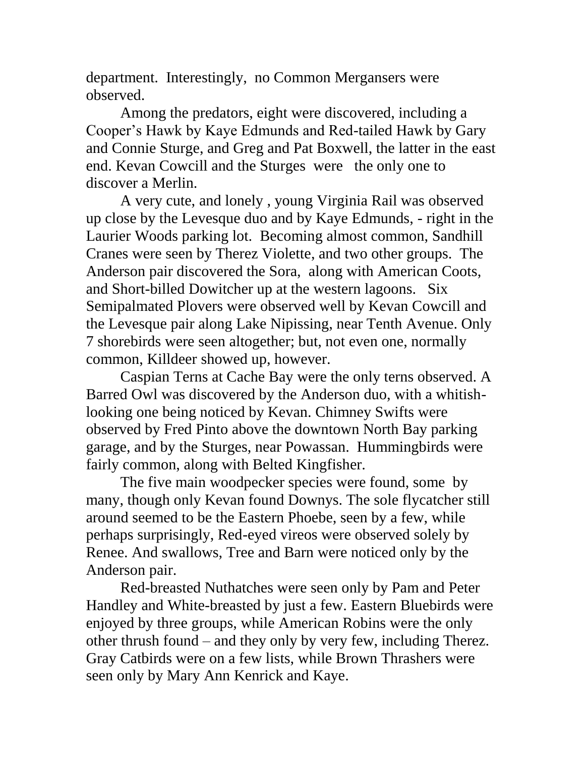department. Interestingly, no Common Mergansers were observed.

Among the predators, eight were discovered, including a Cooper's Hawk by Kaye Edmunds and Red-tailed Hawk by Gary and Connie Sturge, and Greg and Pat Boxwell, the latter in the east end. Kevan Cowcill and the Sturges were the only one to discover a Merlin.

A very cute, and lonely , young Virginia Rail was observed up close by the Levesque duo and by Kaye Edmunds, - right in the Laurier Woods parking lot. Becoming almost common, Sandhill Cranes were seen by Therez Violette, and two other groups. The Anderson pair discovered the Sora, along with American Coots, and Short-billed Dowitcher up at the western lagoons. Six Semipalmated Plovers were observed well by Kevan Cowcill and the Levesque pair along Lake Nipissing, near Tenth Avenue. Only 7 shorebirds were seen altogether; but, not even one, normally common, Killdeer showed up, however.

Caspian Terns at Cache Bay were the only terns observed. A Barred Owl was discovered by the Anderson duo, with a whitish-looking one being noticed by Kevan. Chimney Swifts were observed by Fred Pinto above the downtown North Bay parking garage, and by the Sturges, near Powassan. Hummingbirds were fairly common, along with Belted Kingfisher.

The five main woodpecker species were found, some by many, though only Kevan found Downys. The sole flycatcher still around seemed to be the Eastern Phoebe, seen by a few, while perhaps surprisingly, Red-eyed vireos were observed solely by Renee. And swallows, Tree and Barn were noticed only by the Anderson pair.

Red-breasted Nuthatches were seen only by Pam and Peter Handley and White-breasted by just a few. Eastern Bluebirds were enjoyed by three groups, while American Robins were the only other thrush found – and they only by very few, including Therez. Gray Catbirds were on a few lists, while Brown Thrashers were seen only by Mary Ann Kenrick and Kaye.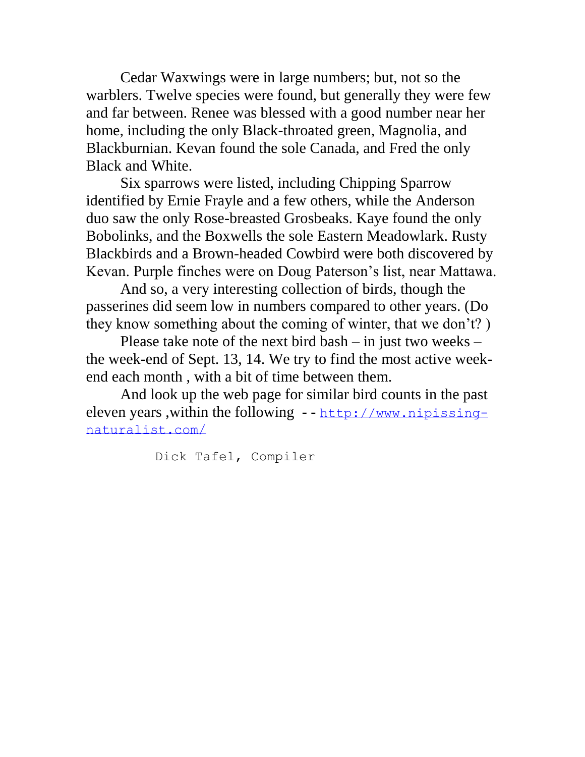Cedar Waxwings were in large numbers; but, not so the warblers. Twelve species were found, but generally they were few and far between. Renee was blessed with a good number near her home, including the only Black-throated green, Magnolia, and Blackburnian. Kevan found the sole Canada, and Fred the only Black and White.

Six sparrows were listed, including Chipping Sparrow identified by Ernie Frayle and a few others, while the Anderson duo saw the only Rose-breasted Grosbeaks. Kaye found the only Bobolinks, and the Boxwells the sole Eastern Meadowlark. Rusty Blackbirds and a Brown-headed Cowbird were both discovered by Kevan. Purple finches were on Doug Paterson's list, near Mattawa.

And so, a very interesting collection of birds, though the passerines did seem low in numbers compared to other years. (Do they know something about the coming of winter, that we don't? )

Please take note of the next bird bash – in just two weeks – the week-end of Sept. 13, 14. We try to find the most active week-end each month , with a bit of time between them.

And look up the web page for similar bird counts in the past eleven years ,within the following -- http://www.nipissing-naturalist.com/

Dick Tafel, Compiler